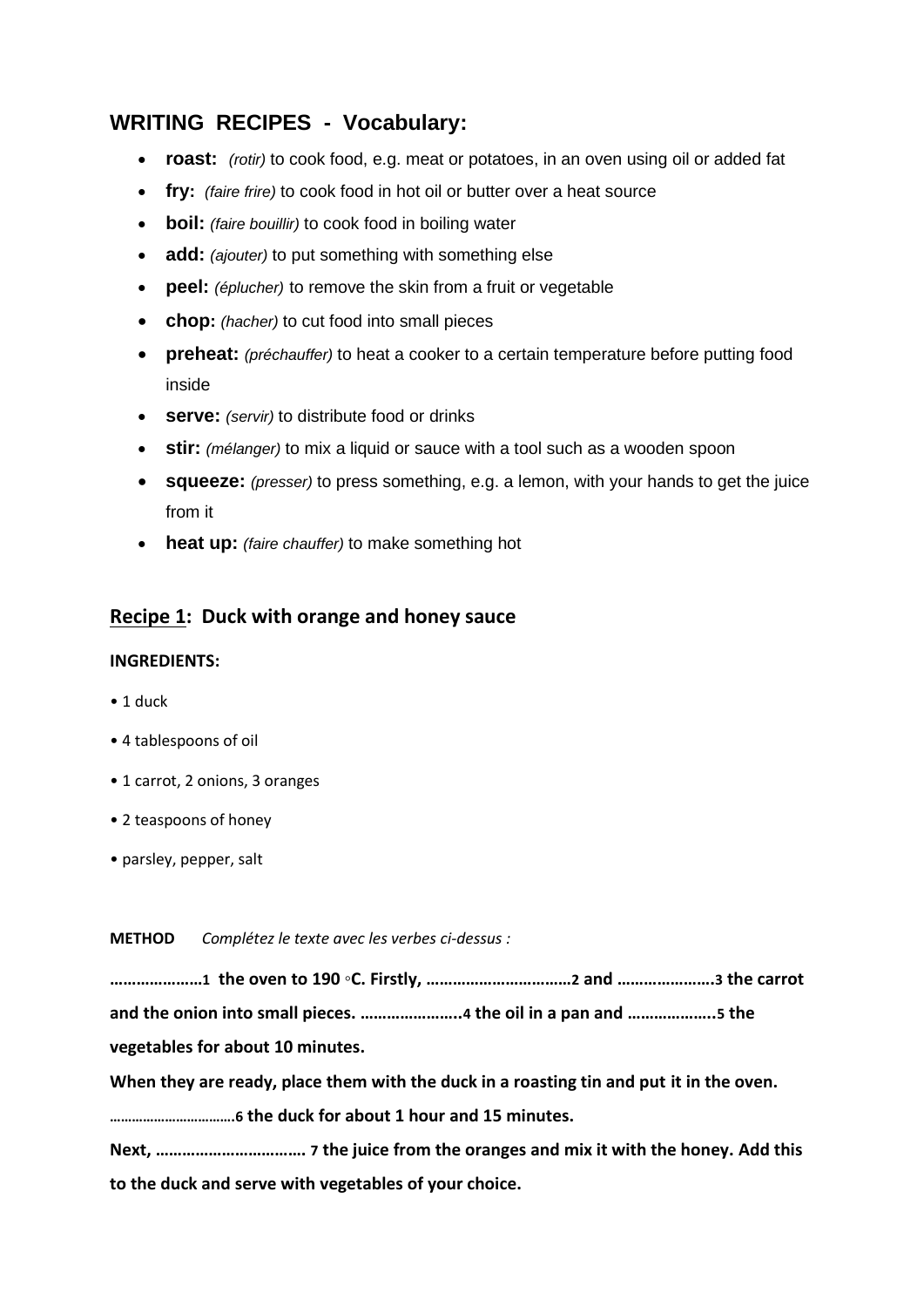## WRITING RECIPES - Vocabulary:

- **roast:** *(rotir)* to cook food, e.g. meat or potatoes, in an oven using oil or added fat
- **fry:** *(faire frire)* to cook food in hot oil or butter over a heat source
- **boil:** *(faire bouillir)* to cook food in boiling water
- **add:** *(ajouter)* to put something with something else
- **peel:** *(éplucher)* to remove the skin from a fruit or vegetable
- **chop:** *(hacher)* to cut food into small pieces
- **preheat:** *(préchauffer)* to heat a cooker to a certain temperature before putting food inside
- **serve:** *(servir)* to distribute food or drinks
- **stir:** *(mélanger)* to mix a liquid or sauce with a tool such as a wooden spoon
- **squeeze:** *(presser)* to press something, e.g. a lemon, with your hands to get the juice from it
- **heat up:** *(faire chauffer)* to make something hot

### <u>Recipe 1</u>: Duck with orange and honey sauce

**INGREDIENTS:**

- 1 duck
- 4 tablespoons of oil
- 1 carrot, 2 onions, 3 oranges
- 2 teaspoons of honey
- parsley, pepper, salt

**METHOD** *Complétez le texte avec les verbes ci-dessus :*

**…………………1 the oven to 190 ◦C. Firstly, ……………………………2 and …………………3 the carrot and the onion into small pieces. …………………..4 the oil in a pan and ………………..5 the vegetables for about 10 minutes.**

**When they are ready, place them with the duck in a roasting tin and put it in the oven.**

**…………………………….6 the duck for about 1 hour and 15 minutes.**

**Next, ……………………………. 7 the juice from the oranges and mix it with the honey. Add this to the duck and serve with vegetables of your choice.**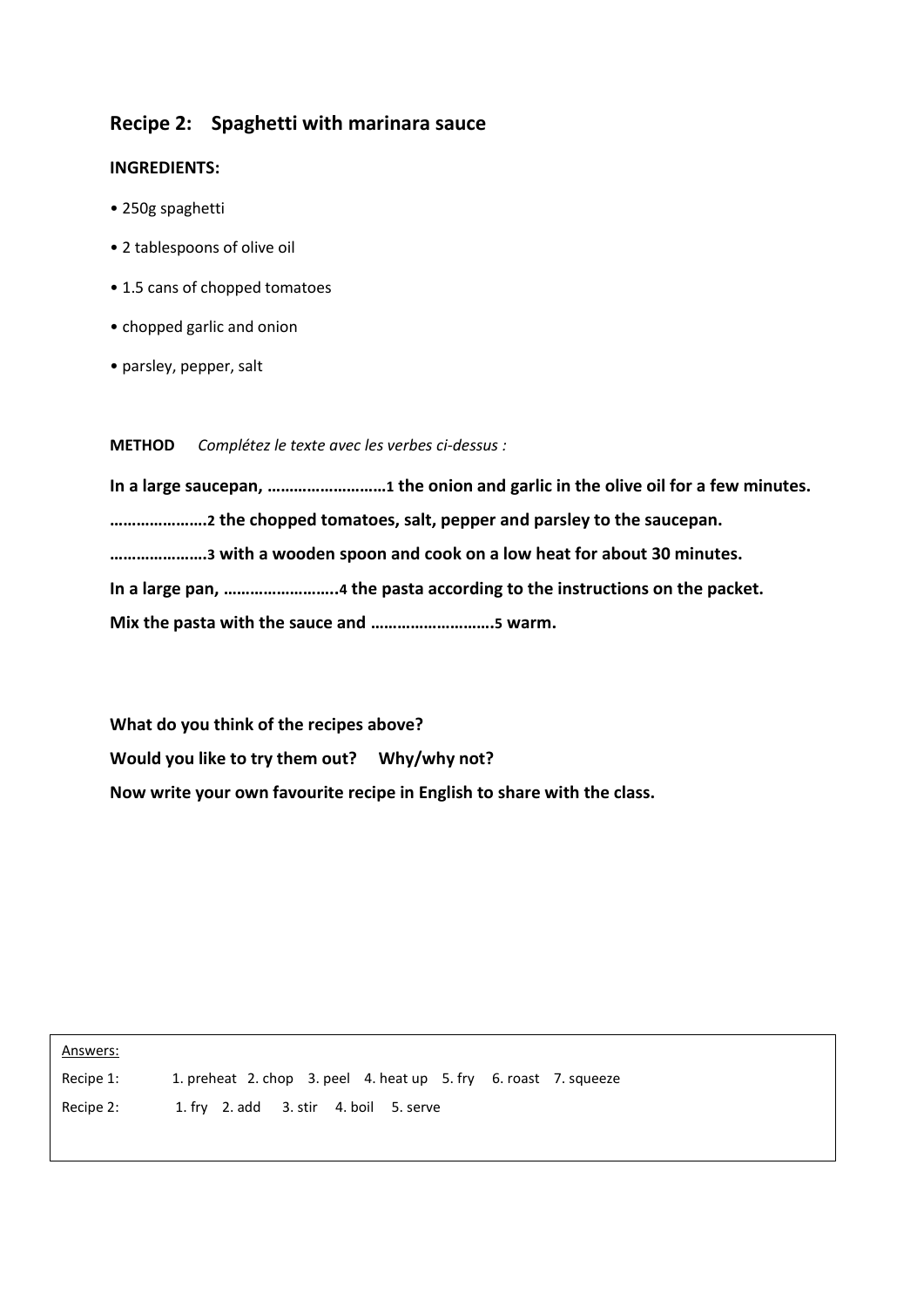## Recipe 2: Spaghetti with marinara sauce

**INGREDIENTS:**

- 250g spaghetti
- 2 tablespoons of olive oil
- 1.5 cans of chopped tomatoes
- chopped garlic and onion
- parsley, pepper, salt

**METHOD** *Complétez le texte avec les verbes ci-dessus :*

**In a large saucepan, ………………………1 the onion and garlic in the olive oil for a few minutes.**

**…………………2 the chopped tomatoes, salt, pepper and parsley to the saucepan.**

**…………………3 with a wooden spoon and cook on a low heat for about 30 minutes.**

**In a large pan, ……………………..4 the pasta according to the instructions on the packet.**

**Mix the pasta with the sauce and ……………………….5 warm.**

**What do you think of the recipes above?**

**Would you like to try them out? Why/why not?**

**Now write your own favourite recipe in English to share with the class.**

Answers:

Recipe 1: 1. preheat 2. chop 3. peel 4. heat up 5. fry 6. roast 7. squeeze

Recipe 2: 1. fry 2. add 3. stir 4. boil 5. serve